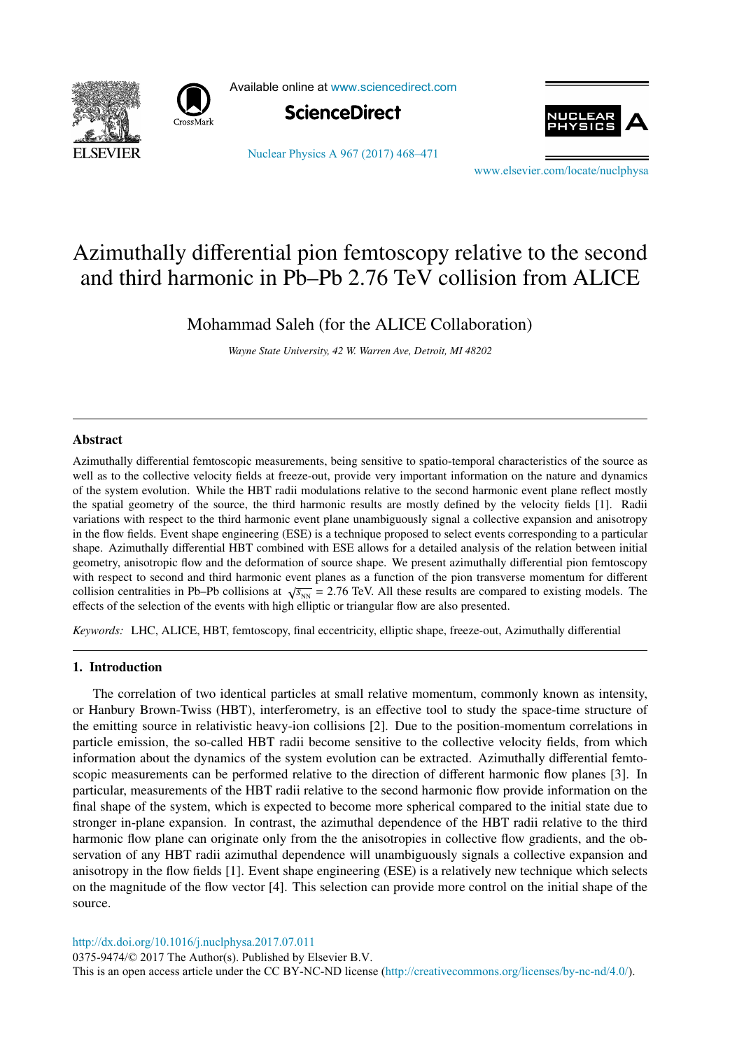# Azimuthally differential pion femtoscopy relative to the second and third harmonic in Pb–Pb 2.76 TeV collision from ALICE

Mohammad Saleh (for the ALICE Collaboration)

*Wayne State University, 42 W. Warren Ave, Detroit, MI 48202*

## Abstract

Azimuthally differential femtoscopic measurements, being sensitive to spatio-temporal characteristics of the source as well as to the collective velocity fields at freeze-out, provide very important information on the nature and dynamics of the system evolution. While the HBT radii modulations relative to the second harmonic event plane reflect mostly the spatial geometry of the source, the third harmonic results are mostly defined by the velocity fields [1]. Radii variations with respect to the third harmonic event plane unambiguously signal a collective expansion and anisotropy in the flow fields. Event shape engineering (ESE) is a technique proposed to select events corresponding to a particular shape. Azimuthally differential HBT combined with ESE allows for a detailed analysis of the relation between initial geometry, anisotropic flow and the deformation of source shape. We present azimuthally differential pion femtoscopy with respect to second and third harmonic event planes as a function of the pion transverse momentum for different collision centralities in Pb–Pb collisions at $\sqrt{s_{NN}}$ = 2.76 TeV. All these results are compared to existing models. The effects of the selection of the events with high elliptic or triangular flow are also presented.

*Keywords:* LHC, ALICE, HBT, femtoscopy, final eccentricity, elliptic shape, freeze-out, Azimuthally differential

## 1. Introduction

The correlation of two identical particles at small relative momentum, commonly known as intensity, or Hanbury Brown-Twiss (HBT), interferometry, is an effective tool to study the space-time structure of the emitting source in relativistic heavy-ion collisions [2]. Due to the position-momentum correlations in particle emission, the so-called HBT radii become sensitive to the collective velocity fields, from which information about the dynamics of the system evolution can be extracted. Azimuthally differential femtoscopic measurements can be performed relative to the direction of different harmonic flow planes [3]. In particular, measurements of the HBT radii relative to the second harmonic flow provide information on the final shape of the system, which is expected to become more spherical compared to the initial state due to stronger in-plane expansion. In contrast, the azimuthal dependence of the HBT radii relative to the third harmonic flow plane can originate only from the the anisotropies in collective flow gradients, and the observation of any HBT radii azimuthal dependence will unambiguously signals a collective expansion and anisotropy in the flow fields [1]. Event shape engineering (ESE) is a relatively new technique which selects on the magnitude of the flow vector [4]. This selection can provide more control on the initial shape of the source.

http://dx.doi.org/10.1016/j.nuclphysa.2017.07.011

0375-9474/© 2017 The Author(s). Published by Elsevier B.V.

This is an open access article under the CC BY-NC-ND license (http://creativecommons.org/licenses/by-nc-nd/4.0/).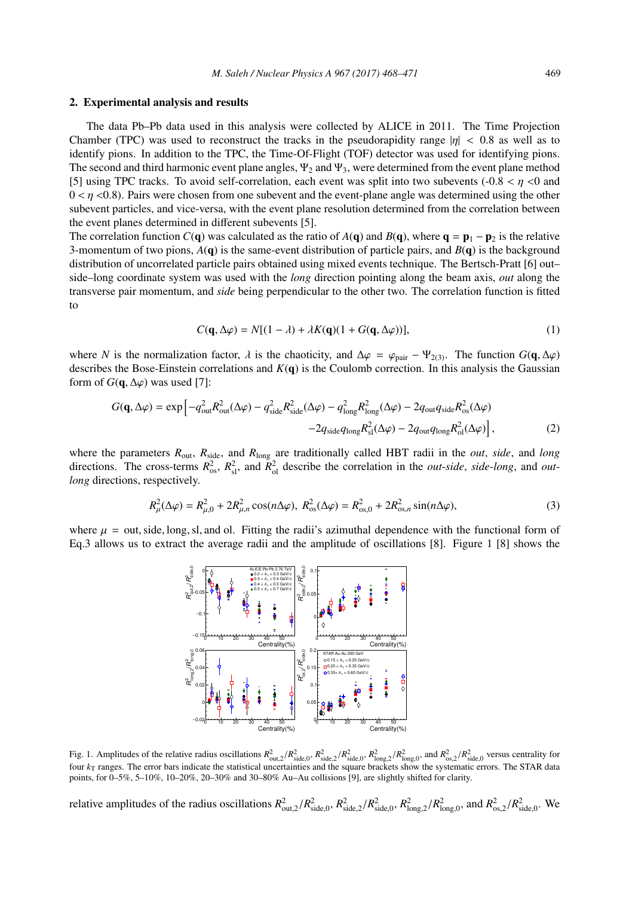## 2. Experimental analysis and results

The data Pb–Pb data used in this analysis were collected by ALICE in 2011. The Time Projection Chamber (TPC) was used to reconstruct the tracks in the pseudorapidity range $|\eta| < 0.8$ as well as to identify pions. In addition to the TPC, the Time-Of-Flight (TOF) detector was used for identifying pions. The second and third harmonic event plane angles, $\Psi_2$ and $\Psi_3$, were determined from the event plane method [5] using TPC tracks. To avoid self-correlation, each event was split into two subevents ($-0.8 < \eta < 0$ and $0 < \eta < 0.8$). Pairs were chosen from one subevent and the event-plane angle was determined using the other subevent particles, and vice-versa, with the event plane resolution determined from the correlation between the event planes determined in different subevents [5].

The correlation function $C(\mathbf{q})$ was calculated as the ratio of $A(\mathbf{q})$ and $B(\mathbf{q})$, where $\mathbf{q} = \mathbf{p}_1 - \mathbf{p}_2$ is the relative 3-momentum of two pions, $A(\mathbf{q})$ is the same-event distribution of particle pairs, and $B(\mathbf{q})$ is the background distribution of uncorrelated particle pairs obtained using mixed events technique. The Bertsch-Pratt [6] out–side–long coordinate system was used with the *long* direction pointing along the beam axis, *out* along the transverse pair momentum, and *side* being perpendicular to the other two. The correlation function is fitted to

$$C(\mathbf{q}, \Delta\varphi) = N[(1 - \lambda) + \lambda K(\mathbf{q})(1 + G(\mathbf{q}, \Delta\varphi))], \tag{1}$$

where $N$ is the normalization factor, $\lambda$ is the chaoticity, and $\Delta\varphi = \varphi_{\mathrm{pair}} - \Psi_{2(3)}$. The function $G(\mathbf{q}, \Delta\varphi)$ describes the Bose-Einstein correlations and $K(\mathbf{q})$ is the Coulomb correction. In this analysis the Gaussian form of $G(\mathbf{q}, \Delta\varphi)$ was used [7]:

$$G(\mathbf{q}, \Delta\varphi) = \exp\Big[-q_{\mathrm{out}}^2 R_{\mathrm{out}}^2(\Delta\varphi) - q_{\mathrm{side}}^2 R_{\mathrm{side}}^2(\Delta\varphi) - q_{\mathrm{long}}^2 R_{\mathrm{long}}^2(\Delta\varphi) - 2q_{\mathrm{out}}q_{\mathrm{side}}R_{\mathrm{os}}^2(\Delta\varphi) \\ -2q_{\mathrm{side}}q_{\mathrm{long}}R_{\mathrm{sl}}^2(\Delta\varphi) - 2q_{\mathrm{out}}q_{\mathrm{long}}R_{\mathrm{ol}}^2(\Delta\varphi)\Big], \tag{2}$$

where the parameters $R_{\mathrm{out}}$, $R_{\mathrm{side}}$, and $R_{\mathrm{long}}$ are traditionally called HBT radii in the *out*, *side*, and *long* directions. The cross-terms $R_{\mathrm{os}}^2$, $R_{\mathrm{sl}}^2$, and $R_{\mathrm{ol}}^2$ describe the correlation in the *out-side*, *side-long*, and *out-long* directions, respectively.

$$R_{\mu}^2(\Delta\varphi) = R_{\mu,0}^2 + 2R_{\mu,n}^2\cos(n\Delta\varphi),\ R_{\mathrm{os}}^2(\Delta\varphi) = R_{\mathrm{os},0}^2 + 2R_{\mathrm{os},n}^2\sin(n\Delta\varphi), \tag{3}$$

where $\mu$ = out, side, long, sl, and ol. Fitting the radii's azimuthal dependence with the functional form of Eq.3 allows us to extract the average radii and the amplitude of oscillations [8]. Figure 1 [8] shows the

Fig. 1. Amplitudes of the relative radius oscillations $R_{\mathrm{out},2}^2/R_{\mathrm{side},0}^2$, $R_{\mathrm{side},2}^2/R_{\mathrm{side},0}^2$, $R_{\mathrm{long},2}^2/R_{\mathrm{long},0}^2$, and $R_{\mathrm{os},2}^2/R_{\mathrm{side},0}^2$ versus centrality for four $k_T$ ranges. The error bars indicate the statistical uncertainties and the square brackets show the systematic errors. The STAR data points, for 0–5%, 5–10%, 10–20%, 20–30% and 30–80% Au–Au collisions [9], are slightly shifted for clarity.

relative amplitudes of the radius oscillations $R_{\mathrm{out},2}^2/R_{\mathrm{side},0}^2$, $R_{\mathrm{side},2}^2/R_{\mathrm{side},0}^2$, $R_{\mathrm{long},2}^2/R_{\mathrm{long},0}^2$, and $R_{\mathrm{os},2}^2/R_{\mathrm{side},0}^2$. We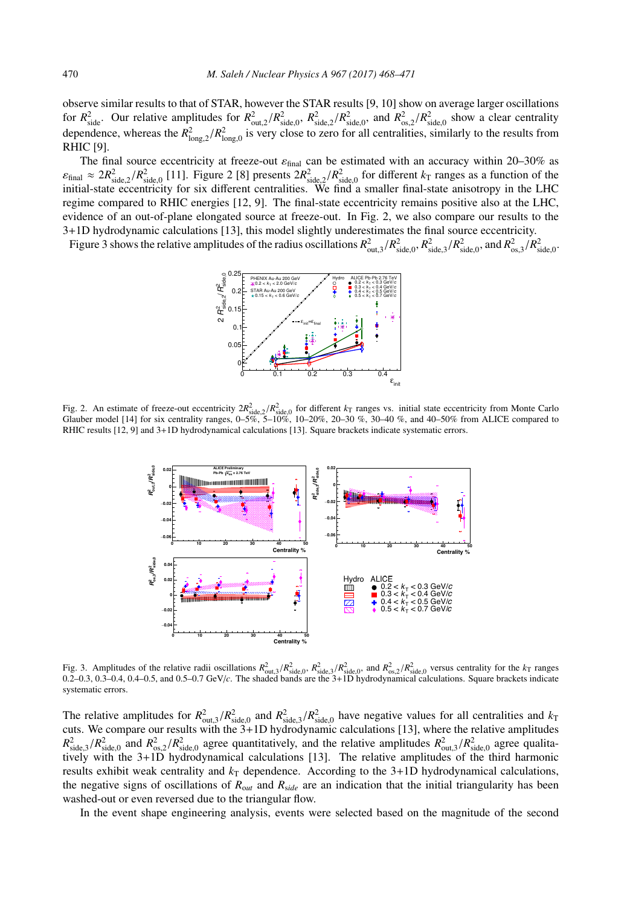observe similar results to that of STAR, however the STAR results [9, 10] show on average larger oscillations for $R^2_{\rm side}$. Our relative amplitudes for $R^2_{\rm out,2}/R^2_{\rm side,0}$, $R^2_{\rm side,2}/R^2_{\rm side,0}$, and $R^2_{\rm os,2}/R^2_{\rm side,0}$ show a clear centrality dependence, whereas the $R^2_{\rm long,2}/R^2_{\rm long,0}$ is very close to zero for all centralities, similarly to the results from RHIC [9].

The final source eccentricity at freeze-out $\varepsilon_{\rm final}$ can be estimated with an accuracy within 20–30% as $\varepsilon_{\rm final} \approx 2R^2_{\rm side,2}/R^2_{\rm side,0}$ [11]. Figure 2 [8] presents $2R^2_{\rm side,2}/R^2_{\rm side,0}$ for different $k_{\rm T}$ ranges as a function of the initial-state eccentricity for six different centralities. We find a smaller final-state anisotropy in the LHC regime compared to RHIC energies [12, 9]. The final-state eccentricity remains positive also at the LHC, evidence of an out-of-plane elongated source at freeze-out. In Fig. 2, we also compare our results to the 3+1D hydrodynamic calculations [13], this model slightly underestimates the final source eccentricity.

Figure 3 shows the relative amplitudes of the radius oscillations $R^2_{\rm out,3}/R^2_{\rm side,0}$, $R^2_{\rm side,3}/R^2_{\rm side,0}$, and $R^2_{\rm os,3}/R^2_{\rm side,0}$.

Fig. 2. An estimate of freeze-out eccentricity $2R^2_{\rm side,2}/R^2_{\rm side,0}$ for different $k_{\rm T}$ ranges vs. initial state eccentricity from Monte Carlo Glauber model [14] for six centrality ranges, 0–5%, 5–10%, 10–20%, 20–30 %, 30–40 %, and 40–50% from ALICE compared to RHIC results [12, 9] and 3+1D hydrodynamical calculations [13]. Square brackets indicate systematic errors.

Fig. 3. Amplitudes of the relative radii oscillations $R^2_{\rm out,3}/R^2_{\rm side,0}$, $R^2_{\rm side,3}/R^2_{\rm side,0}$, and $R^2_{\rm os,2}/R^2_{\rm side,0}$ versus centrality for the $k_{\rm T}$ ranges 0.2–0.3, 0.3–0.4, 0.4–0.5, and 0.5–0.7 GeV/$c$. The shaded bands are the 3+1D hydrodynamical calculations. Square brackets indicate systematic errors.

The relative amplitudes for $R^2_{\rm out,3}/R^2_{\rm side,0}$ and $R^2_{\rm side,3}/R^2_{\rm side,0}$ have negative values for all centralities and $k_{\rm T}$ cuts. We compare our results with the 3+1D hydrodynamic calculations [13], where the relative amplitudes $R^2_{\rm side,3}/R^2_{\rm side,0}$ and $R^2_{\rm os,2}/R^2_{\rm side,0}$ agree quantitatively, and the relative amplitudes $R^2_{\rm out,3}/R^2_{\rm side,0}$ agree qualitatively with the 3+1D hydrodynamical calculations [13]. The relative amplitudes of the third harmonic results exhibit weak centrality and $k_{\rm T}$ dependence. According to the 3+1D hydrodynamical calculations, the negative signs of oscillations of $R_{out}$ and $R_{side}$ are an indication that the initial triangularity has been washed-out or even reversed due to the triangular flow.

In the event shape engineering analysis, events were selected based on the magnitude of the second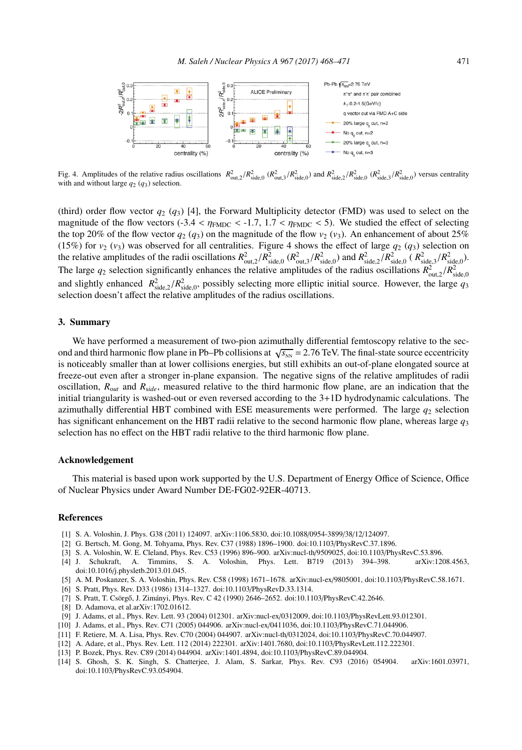$-2R^2_{out,2}/R^2_{out,0}$

0.3
0.2
0.1
0
-0.1
0 20 40 60
centrality (%)

$2R^2_{side,2}/R^2_{side,0}$

ALICE Preliminary

0.3
0.2
0.1
0
-0.1
0 20 40 60
centrality (%)

Pb-Pb $\sqrt{s_{NN}}$=2.76 TeV

$\pi^+\pi^+$ and $\pi^-\pi^-$ pair combined

$k_T$:0.2-1.5(GeV/c)

q vector cut via FMD A+C side

20% large $q_2$ cut, n=2

No $q_2$ cut, n=2

20% large $q_3$ cut, n=3

No $q_3$ cut, n=3

Fig. 4. Amplitudes of the relative radius oscillations $R^2_{out,2}/R^2_{side,0}$ ($R^2_{out,3}/R^2_{side,0}$) and $R^2_{side,2}/R^2_{side,0}$ ($R^2_{side,3}/R^2_{side,0}$) versus centrality with and without large $q_2$ ($q_3$) selection.

(third) order flow vector $q_2$ ($q_3$) [4], the Forward Multiplicity detector (FMD) was used to select on the magnitude of the flow vectors ($-3.4 < \eta_{FMDC} < -1.7$, $1.7 < \eta_{FMDC} < 5$). We studied the effect of selecting the top 20% of the flow vector $q_2$ ($q_3$) on the magnitude of the flow $v_2$ ($v_3$). An enhancement of about 25% (15%) for $v_2$ ($v_3$) was observed for all centralities. Figure 4 shows the effect of large $q_2$ ($q_3$) selection on the relative amplitudes of the radii oscillations $R^2_{out,2}/R^2_{side,0}$ ($R^2_{out,3}/R^2_{side,0}$) and $R^2_{side,2}/R^2_{side,0}$ ( $R^2_{side,3}/R^2_{side,0}$). The large $q_2$ selection significantly enhances the relative amplitudes of the radius oscillations $R^2_{out,2}/R^2_{side,0}$ and slightly enhanced $R^2_{side,2}/R^2_{side,0}$, possibly selecting more elliptic initial source. However, the large $q_3$ selection doesn't affect the relative amplitudes of the radius oscillations.

## 3. Summary

We have performed a measurement of two-pion azimuthally differential femtoscopy relative to the second and third harmonic flow plane in Pb–Pb collisions at $\sqrt{s_{NN}} = 2.76$ TeV. The final-state source eccentricity is noticeably smaller than at lower collisions energies, but still exhibits an out-of-plane elongated source at freeze-out even after a stronger in-plane expansion. The negative signs of the relative amplitudes of radii oscillation, $R_{out}$ and $R_{side}$, measured relative to the third harmonic flow plane, are an indication that the initial triangularity is washed-out or even reversed according to the 3+1D hydrodynamic calculations. The azimuthally differential HBT combined with ESE measurements were performed. The large $q_2$ selection has significant enhancement on the HBT radii relative to the second harmonic flow plane, whereas large $q_3$ selection has no effect on the HBT radii relative to the third harmonic flow plane.

## Acknowledgement

This material is based upon work supported by the U.S. Department of Energy Office of Science, Office of Nuclear Physics under Award Number DE-FG02-92ER-40713.

## References

[1] S. A. Voloshin, J. Phys. G38 (2011) 124097. arXiv:1106.5830, doi:10.1088/0954-3899/38/12/124097.
[2] G. Bertsch, M. Gong, M. Tohyama, Phys. Rev. C37 (1988) 1896–1900. doi:10.1103/PhysRevC.37.1896.
[3] S. A. Voloshin, W. E. Cleland, Phys. Rev. C53 (1996) 896–900. arXiv:nucl-th/9509025, doi:10.1103/PhysRevC.53.896.
[4] J. Schukraft, A. Timmins, S. A. Voloshin, Phys. Lett. B719 (2013) 394–398. arXiv:1208.4563, doi:10.1016/j.physletb.2013.01.045.
[5] A. M. Poskanzer, S. A. Voloshin, Phys. Rev. C58 (1998) 1671–1678. arXiv:nucl-ex/9805001, doi:10.1103/PhysRevC.58.1671.
[6] S. Pratt, Phys. Rev. D33 (1986) 1314–1327. doi:10.1103/PhysRevD.33.1314.
[7] S. Pratt, T. Csörgő, J. Zimányi, Phys. Rev. C 42 (1990) 2646–2652. doi:10.1103/PhysRevC.42.2646.
[8] D. Adamova, et al.arXiv:1702.01612.
[9] J. Adams, et al., Phys. Rev. Lett. 93 (2004) 012301. arXiv:nucl-ex/0312009, doi:10.1103/PhysRevLett.93.012301.
[10] J. Adams, et al., Phys. Rev. C71 (2005) 044906. arXiv:nucl-ex/0411036, doi:10.1103/PhysRevC.71.044906.
[11] F. Retiere, M. A. Lisa, Phys. Rev. C70 (2004) 044907. arXiv:nucl-th/0312024, doi:10.1103/PhysRevC.70.044907.
[12] A. Adare, et al., Phys. Rev. Lett. 112 (2014) 222301. arXiv:1401.7680, doi:10.1103/PhysRevLett.112.222301.
[13] P. Bozek, Phys. Rev. C89 (2014) 044904. arXiv:1401.4894, doi:10.1103/PhysRevC.89.044904.
[14] S. Ghosh, S. K. Singh, S. Chatterjee, J. Alam, S. Sarkar, Phys. Rev. C93 (2016) 054904. arXiv:1601.03971, doi:10.1103/PhysRevC.93.054904.